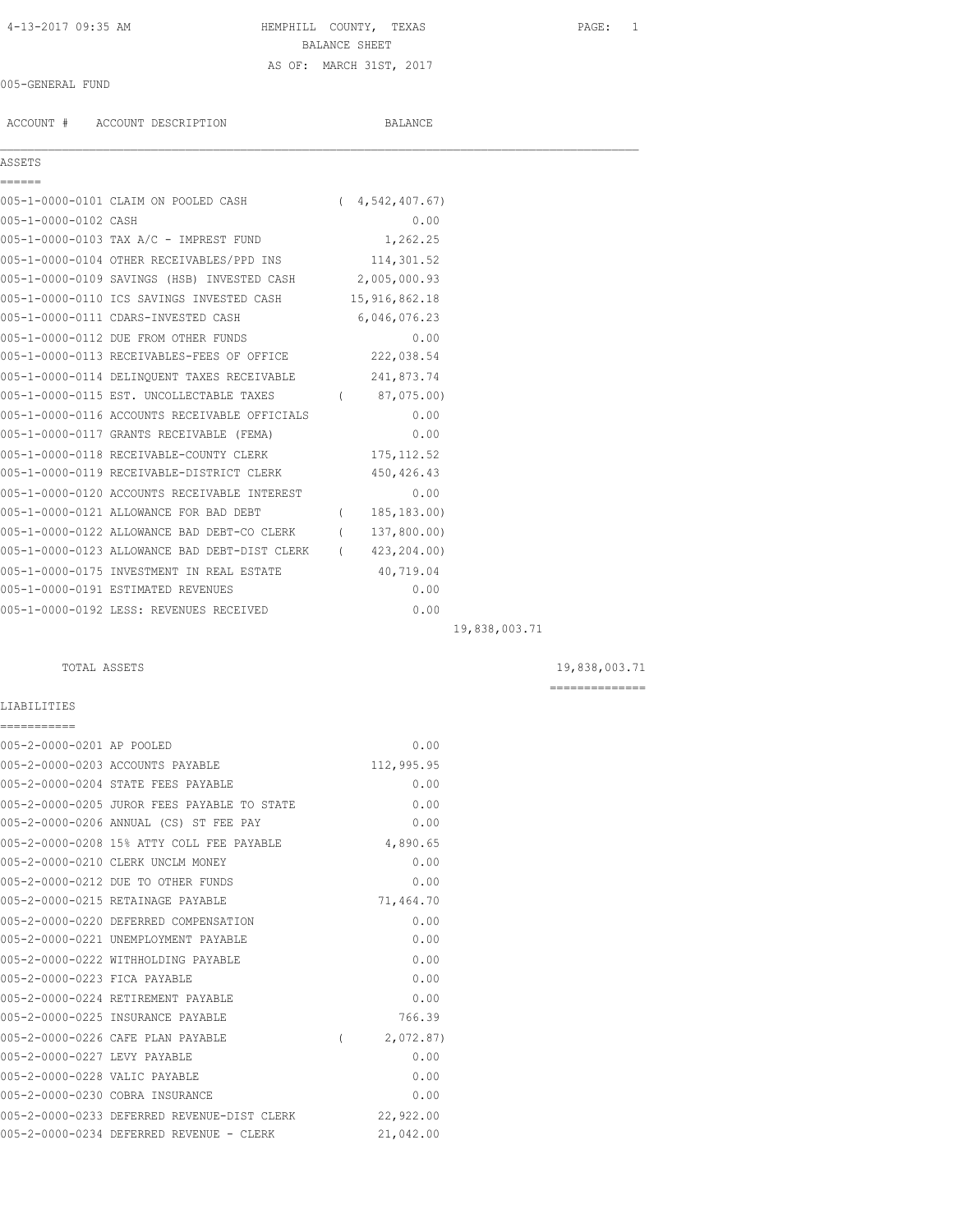HEMPHILL COUNTY, TEXAS
BALANCE SHEET
AS OF: MARCH 31ST, 2017

005-GENERAL FUND

| ACCOUNT # | ACCOUNT DESCRIPTION | BALANCE | | |
|---|---|---|---|---|
| **ASSETS** | | | | |
| 005-1-0000-0101 | CLAIM ON POOLED CASH | ( 4,542,407.67) | | |
| 005-1-0000-0102 | CASH | 0.00 | | |
| 005-1-0000-0103 | TAX A/C - IMPREST FUND | 1,262.25 | | |
| 005-1-0000-0104 | OTHER RECEIVABLES/PPD INS | 114,301.52 | | |
| 005-1-0000-0109 | SAVINGS (HSB) INVESTED CASH | 2,005,000.93 | | |
| 005-1-0000-0110 | ICS SAVINGS INVESTED CASH | 15,916,862.18 | | |
| 005-1-0000-0111 | CDARS-INVESTED CASH | 6,046,076.23 | | |
| 005-1-0000-0112 | DUE FROM OTHER FUNDS | 0.00 | | |
| 005-1-0000-0113 | RECEIVABLES-FEES OF OFFICE | 222,038.54 | | |
| 005-1-0000-0114 | DELINQUENT TAXES RECEIVABLE | 241,873.74 | | |
| 005-1-0000-0115 | EST. UNCOLLECTABLE TAXES | ( 87,075.00) | | |
| 005-1-0000-0116 | ACCOUNTS RECEIVABLE OFFICIALS | 0.00 | | |
| 005-1-0000-0117 | GRANTS RECEIVABLE (FEMA) | 0.00 | | |
| 005-1-0000-0118 | RECEIVABLE-COUNTY CLERK | 175,112.52 | | |
| 005-1-0000-0119 | RECEIVABLE-DISTRICT CLERK | 450,426.43 | | |
| 005-1-0000-0120 | ACCOUNTS RECEIVABLE INTEREST | 0.00 | | |
| 005-1-0000-0121 | ALLOWANCE FOR BAD DEBT | ( 185,183.00) | | |
| 005-1-0000-0122 | ALLOWANCE BAD DEBT-CO CLERK | ( 137,800.00) | | |
| 005-1-0000-0123 | ALLOWANCE BAD DEBT-DIST CLERK | ( 423,204.00) | | |
| 005-1-0000-0175 | INVESTMENT IN REAL ESTATE | 40,719.04 | | |
| 005-1-0000-0191 | ESTIMATED REVENUES | 0.00 | | |
| 005-1-0000-0192 | LESS: REVENUES RECEIVED | 0.00 | | |
| | | | 19,838,003.71 | |
| | TOTAL ASSETS | | | 19,838,003.71 |
| **LIABILITIES** | | | | |
| 005-2-0000-0201 | AP POOLED | 0.00 | | |
| 005-2-0000-0203 | ACCOUNTS PAYABLE | 112,995.95 | | |
| 005-2-0000-0204 | STATE FEES PAYABLE | 0.00 | | |
| 005-2-0000-0205 | JUROR FEES PAYABLE TO STATE | 0.00 | | |
| 005-2-0000-0206 | ANNUAL (CS) ST FEE PAY | 0.00 | | |
| 005-2-0000-0208 | 15% ATTY COLL FEE PAYABLE | 4,890.65 | | |
| 005-2-0000-0210 | CLERK UNCLM MONEY | 0.00 | | |
| 005-2-0000-0212 | DUE TO OTHER FUNDS | 0.00 | | |
| 005-2-0000-0215 | RETAINAGE PAYABLE | 71,464.70 | | |
| 005-2-0000-0220 | DEFERRED COMPENSATION | 0.00 | | |
| 005-2-0000-0221 | UNEMPLOYMENT PAYABLE | 0.00 | | |
| 005-2-0000-0222 | WITHHOLDING PAYABLE | 0.00 | | |
| 005-2-0000-0223 | FICA PAYABLE | 0.00 | | |
| 005-2-0000-0224 | RETIREMENT PAYABLE | 0.00 | | |
| 005-2-0000-0225 | INSURANCE PAYABLE | 766.39 | | |
| 005-2-0000-0226 | CAFE PLAN PAYABLE | ( 2,072.87) | | |
| 005-2-0000-0227 | LEVY PAYABLE | 0.00 | | |
| 005-2-0000-0228 | VALIC PAYABLE | 0.00 | | |
| 005-2-0000-0230 | COBRA INSURANCE | 0.00 | | |
| 005-2-0000-0233 | DEFERRED REVENUE-DIST CLERK | 22,922.00 | | |
| 005-2-0000-0234 | DEFERRED REVENUE - CLERK | 21,042.00 | | |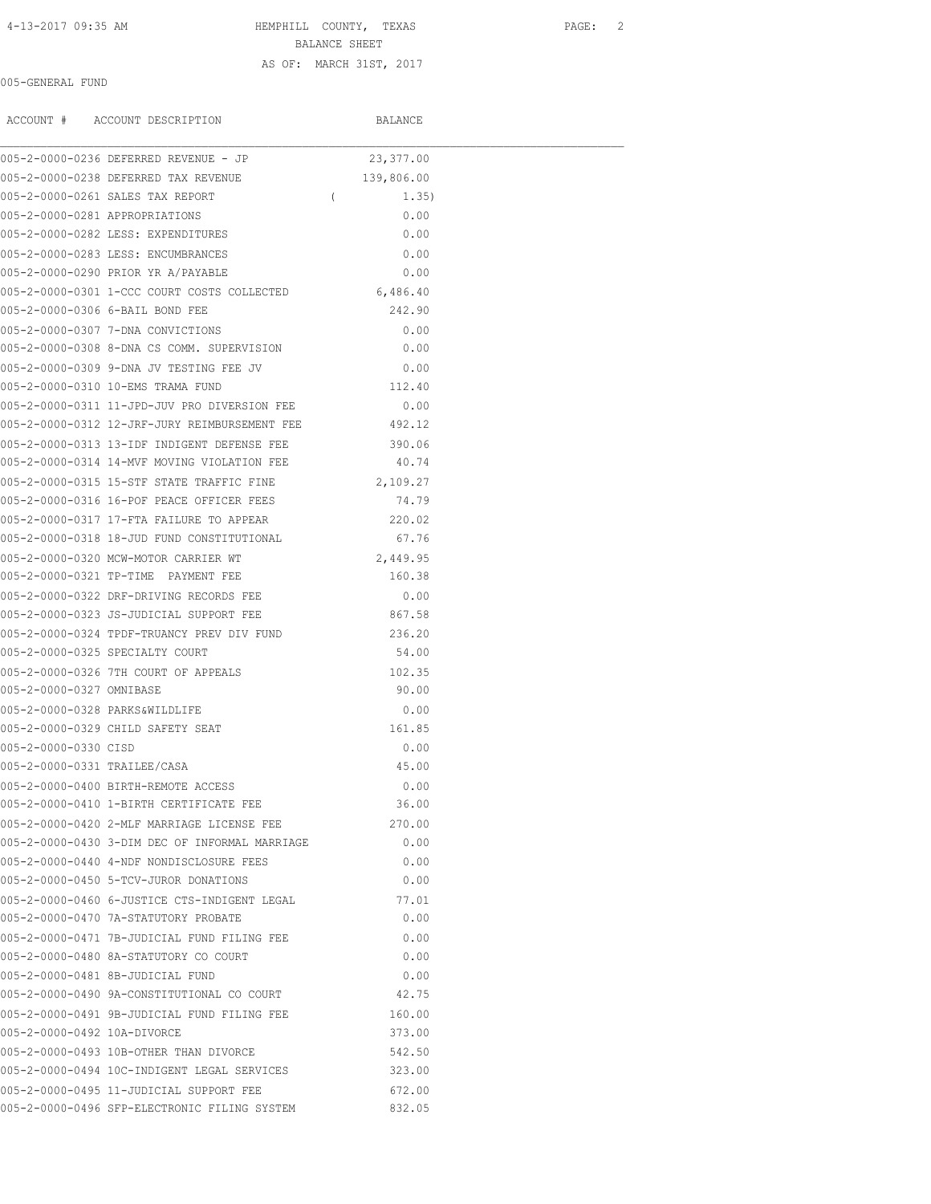HEMPHILL COUNTY, TEXAS

BALANCE SHEET

AS OF: MARCH 31ST, 2017

005-GENERAL FUND

| ACCOUNT # | ACCOUNT DESCRIPTION | BALANCE |
|---|---|---|
| 005-2-0000-0236 | DEFERRED REVENUE - JP | 23,377.00 |
| 005-2-0000-0238 | DEFERRED TAX REVENUE | 139,806.00 |
| 005-2-0000-0261 | SALES TAX REPORT | ( 1.35) |
| 005-2-0000-0281 | APPROPRIATIONS | 0.00 |
| 005-2-0000-0282 | LESS: EXPENDITURES | 0.00 |
| 005-2-0000-0283 | LESS: ENCUMBRANCES | 0.00 |
| 005-2-0000-0290 | PRIOR YR A/PAYABLE | 0.00 |
| 005-2-0000-0301 | 1-CCC COURT COSTS COLLECTED | 6,486.40 |
| 005-2-0000-0306 | 6-BAIL BOND FEE | 242.90 |
| 005-2-0000-0307 | 7-DNA CONVICTIONS | 0.00 |
| 005-2-0000-0308 | 8-DNA CS COMM. SUPERVISION | 0.00 |
| 005-2-0000-0309 | 9-DNA JV TESTING FEE JV | 0.00 |
| 005-2-0000-0310 | 10-EMS TRAMA FUND | 112.40 |
| 005-2-0000-0311 | 11-JPD-JUV PRO DIVERSION FEE | 0.00 |
| 005-2-0000-0312 | 12-JRF-JURY REIMBURSEMENT FEE | 492.12 |
| 005-2-0000-0313 | 13-IDF INDIGENT DEFENSE FEE | 390.06 |
| 005-2-0000-0314 | 14-MVF MOVING VIOLATION FEE | 40.74 |
| 005-2-0000-0315 | 15-STF STATE TRAFFIC FINE | 2,109.27 |
| 005-2-0000-0316 | 16-POF PEACE OFFICER FEES | 74.79 |
| 005-2-0000-0317 | 17-FTA FAILURE TO APPEAR | 220.02 |
| 005-2-0000-0318 | 18-JUD FUND CONSTITUTIONAL | 67.76 |
| 005-2-0000-0320 | MCW-MOTOR CARRIER WT | 2,449.95 |
| 005-2-0000-0321 | TP-TIME PAYMENT FEE | 160.38 |
| 005-2-0000-0322 | DRF-DRIVING RECORDS FEE | 0.00 |
| 005-2-0000-0323 | JS-JUDICIAL SUPPORT FEE | 867.58 |
| 005-2-0000-0324 | TPDF-TRUANCY PREV DIV FUND | 236.20 |
| 005-2-0000-0325 | SPECIALTY COURT | 54.00 |
| 005-2-0000-0326 | 7TH COURT OF APPEALS | 102.35 |
| 005-2-0000-0327 | OMNIBASE | 90.00 |
| 005-2-0000-0328 | PARKS&WILDLIFE | 0.00 |
| 005-2-0000-0329 | CHILD SAFETY SEAT | 161.85 |
| 005-2-0000-0330 | CISD | 0.00 |
| 005-2-0000-0331 | TRAILEE/CASA | 45.00 |
| 005-2-0000-0400 | BIRTH-REMOTE ACCESS | 0.00 |
| 005-2-0000-0410 | 1-BIRTH CERTIFICATE FEE | 36.00 |
| 005-2-0000-0420 | 2-MLF MARRIAGE LICENSE FEE | 270.00 |
| 005-2-0000-0430 | 3-DIM DEC OF INFORMAL MARRIAGE | 0.00 |
| 005-2-0000-0440 | 4-NDF NONDISCLOSURE FEES | 0.00 |
| 005-2-0000-0450 | 5-TCV-JUROR DONATIONS | 0.00 |
| 005-2-0000-0460 | 6-JUSTICE CTS-INDIGENT LEGAL | 77.01 |
| 005-2-0000-0470 | 7A-STATUTORY PROBATE | 0.00 |
| 005-2-0000-0471 | 7B-JUDICIAL FUND FILING FEE | 0.00 |
| 005-2-0000-0480 | 8A-STATUTORY CO COURT | 0.00 |
| 005-2-0000-0481 | 8B-JUDICIAL FUND | 0.00 |
| 005-2-0000-0490 | 9A-CONSTITUTIONAL CO COURT | 42.75 |
| 005-2-0000-0491 | 9B-JUDICIAL FUND FILING FEE | 160.00 |
| 005-2-0000-0492 | 10A-DIVORCE | 373.00 |
| 005-2-0000-0493 | 10B-OTHER THAN DIVORCE | 542.50 |
| 005-2-0000-0494 | 10C-INDIGENT LEGAL SERVICES | 323.00 |
| 005-2-0000-0495 | 11-JUDICIAL SUPPORT FEE | 672.00 |
| 005-2-0000-0496 | SFP-ELECTRONIC FILING SYSTEM | 832.05 |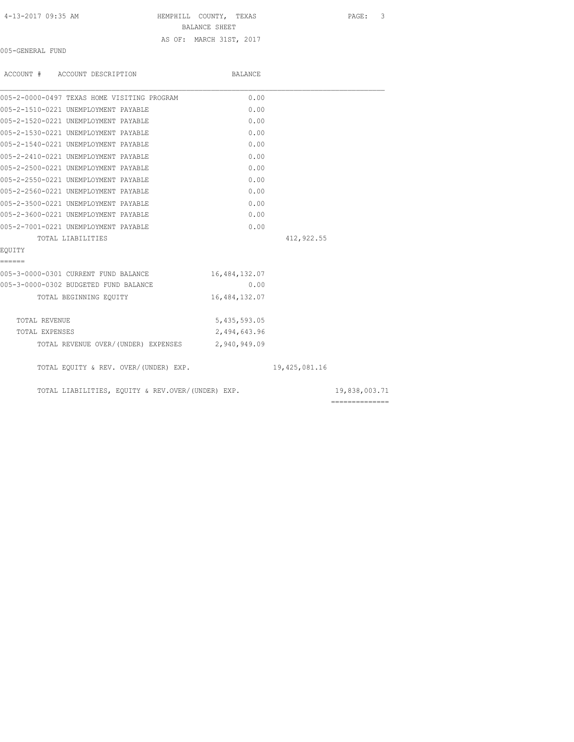HEMPHILL COUNTY, TEXAS
BALANCE SHEET
AS OF: MARCH 31ST, 2017

005-GENERAL FUND

| ACCOUNT # ACCOUNT DESCRIPTION | BALANCE | | |
|---|---|---|---|
| 005-2-0000-0497 TEXAS HOME VISITING PROGRAM | 0.00 | | |
| 005-2-1510-0221 UNEMPLOYMENT PAYABLE | 0.00 | | |
| 005-2-1520-0221 UNEMPLOYMENT PAYABLE | 0.00 | | |
| 005-2-1530-0221 UNEMPLOYMENT PAYABLE | 0.00 | | |
| 005-2-1540-0221 UNEMPLOYMENT PAYABLE | 0.00 | | |
| 005-2-2410-0221 UNEMPLOYMENT PAYABLE | 0.00 | | |
| 005-2-2500-0221 UNEMPLOYMENT PAYABLE | 0.00 | | |
| 005-2-2550-0221 UNEMPLOYMENT PAYABLE | 0.00 | | |
| 005-2-2560-0221 UNEMPLOYMENT PAYABLE | 0.00 | | |
| 005-2-3500-0221 UNEMPLOYMENT PAYABLE | 0.00 | | |
| 005-2-3600-0221 UNEMPLOYMENT PAYABLE | 0.00 | | |
| 005-2-7001-0221 UNEMPLOYMENT PAYABLE | 0.00 | | |
| TOTAL LIABILITIES | | 412,922.55 | |
| **EQUITY** | | | |
| 005-3-0000-0301 CURRENT FUND BALANCE | 16,484,132.07 | | |
| 005-3-0000-0302 BUDGETED FUND BALANCE | 0.00 | | |
| TOTAL BEGINNING EQUITY | 16,484,132.07 | | |
| TOTAL REVENUE | 5,435,593.05 | | |
| TOTAL EXPENSES | 2,494,643.96 | | |
| TOTAL REVENUE OVER/(UNDER) EXPENSES | 2,940,949.09 | | |
| TOTAL EQUITY & REV. OVER/(UNDER) EXP. | | 19,425,081.16 | |
| TOTAL LIABILITIES, EQUITY & REV.OVER/(UNDER) EXP. | | | 19,838,003.71 |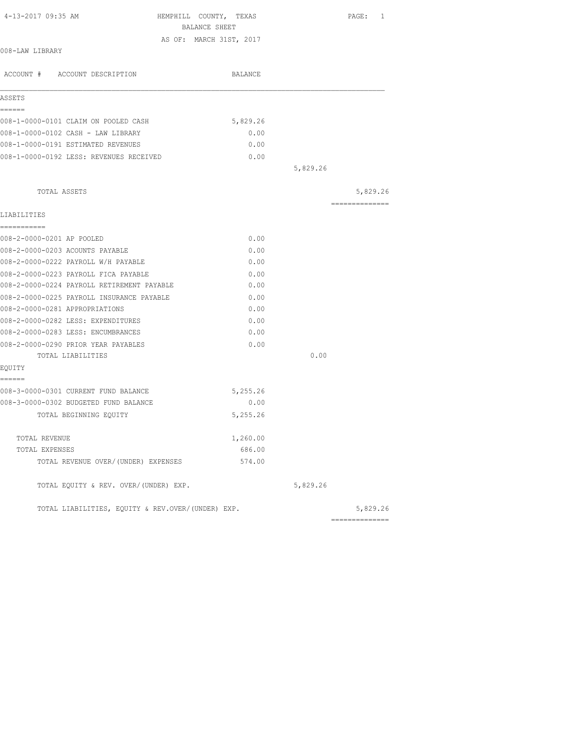HEMPHILL COUNTY, TEXAS
BALANCE SHEET
AS OF: MARCH 31ST, 2017

008-LAW LIBRARY

| ACCOUNT # ACCOUNT DESCRIPTION | BALANCE | | |
|---|---|---|---|
| **ASSETS** | | | |
| 008-1-0000-0101 CLAIM ON POOLED CASH | 5,829.26 | | |
| 008-1-0000-0102 CASH - LAW LIBRARY | 0.00 | | |
| 008-1-0000-0191 ESTIMATED REVENUES | 0.00 | | |
| 008-1-0000-0192 LESS: REVENUES RECEIVED | 0.00 | | |
| | | 5,829.26 | |
| TOTAL ASSETS | | | 5,829.26 |
| **LIABILITIES** | | | |
| 008-2-0000-0201 AP POOLED | 0.00 | | |
| 008-2-0000-0203 ACOUNTS PAYABLE | 0.00 | | |
| 008-2-0000-0222 PAYROLL W/H PAYABLE | 0.00 | | |
| 008-2-0000-0223 PAYROLL FICA PAYABLE | 0.00 | | |
| 008-2-0000-0224 PAYROLL RETIREMENT PAYABLE | 0.00 | | |
| 008-2-0000-0225 PAYROLL INSURANCE PAYABLE | 0.00 | | |
| 008-2-0000-0281 APPROPRIATIONS | 0.00 | | |
| 008-2-0000-0282 LESS: EXPENDITURES | 0.00 | | |
| 008-2-0000-0283 LESS: ENCUMBRANCES | 0.00 | | |
| 008-2-0000-0290 PRIOR YEAR PAYABLES | 0.00 | | |
| TOTAL LIABILITIES | | 0.00 | |
| **EQUITY** | | | |
| 008-3-0000-0301 CURRENT FUND BALANCE | 5,255.26 | | |
| 008-3-0000-0302 BUDGETED FUND BALANCE | 0.00 | | |
| TOTAL BEGINNING EQUITY | 5,255.26 | | |
| TOTAL REVENUE | 1,260.00 | | |
| TOTAL EXPENSES | 686.00 | | |
| TOTAL REVENUE OVER/(UNDER) EXPENSES | 574.00 | | |
| TOTAL EQUITY & REV. OVER/(UNDER) EXP. | | 5,829.26 | |
| TOTAL LIABILITIES, EQUITY & REV.OVER/(UNDER) EXP. | | | 5,829.26 |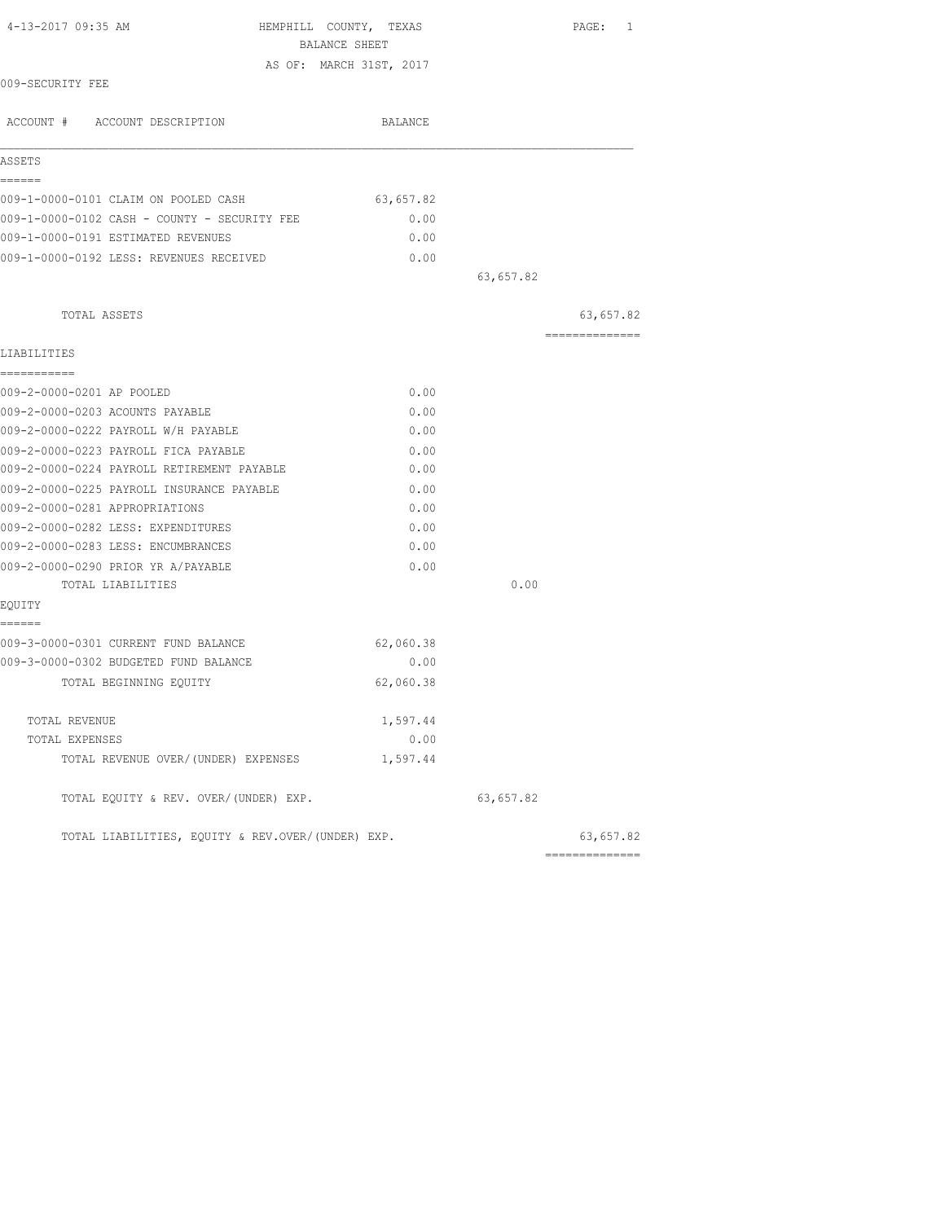4-13-2017 09:35 AM

# HEMPHILL COUNTY, TEXAS
## BALANCE SHEET
AS OF: MARCH 31ST, 2017

009-SECURITY FEE

| ACCOUNT # ACCOUNT DESCRIPTION | BALANCE | | |
|---|---|---|---|
| **ASSETS** | | | |
| 009-1-0000-0101 CLAIM ON POOLED CASH | 63,657.82 | | |
| 009-1-0000-0102 CASH - COUNTY - SECURITY FEE | 0.00 | | |
| 009-1-0000-0191 ESTIMATED REVENUES | 0.00 | | |
| 009-1-0000-0192 LESS: REVENUES RECEIVED | 0.00 | | |
| | | 63,657.82 | |
| TOTAL ASSETS | | | 63,657.82 |
| **LIABILITIES** | | | |
| 009-2-0000-0201 AP POOLED | 0.00 | | |
| 009-2-0000-0203 ACOUNTS PAYABLE | 0.00 | | |
| 009-2-0000-0222 PAYROLL W/H PAYABLE | 0.00 | | |
| 009-2-0000-0223 PAYROLL FICA PAYABLE | 0.00 | | |
| 009-2-0000-0224 PAYROLL RETIREMENT PAYABLE | 0.00 | | |
| 009-2-0000-0225 PAYROLL INSURANCE PAYABLE | 0.00 | | |
| 009-2-0000-0281 APPROPRIATIONS | 0.00 | | |
| 009-2-0000-0282 LESS: EXPENDITURES | 0.00 | | |
| 009-2-0000-0283 LESS: ENCUMBRANCES | 0.00 | | |
| 009-2-0000-0290 PRIOR YR A/PAYABLE | 0.00 | | |
| TOTAL LIABILITIES | | 0.00 | |
| **EQUITY** | | | |
| 009-3-0000-0301 CURRENT FUND BALANCE | 62,060.38 | | |
| 009-3-0000-0302 BUDGETED FUND BALANCE | 0.00 | | |
| TOTAL BEGINNING EQUITY | 62,060.38 | | |
| TOTAL REVENUE | 1,597.44 | | |
| TOTAL EXPENSES | 0.00 | | |
| TOTAL REVENUE OVER/(UNDER) EXPENSES | 1,597.44 | | |
| TOTAL EQUITY & REV. OVER/(UNDER) EXP. | | 63,657.82 | |
| TOTAL LIABILITIES, EQUITY & REV.OVER/(UNDER) EXP. | | | 63,657.82 |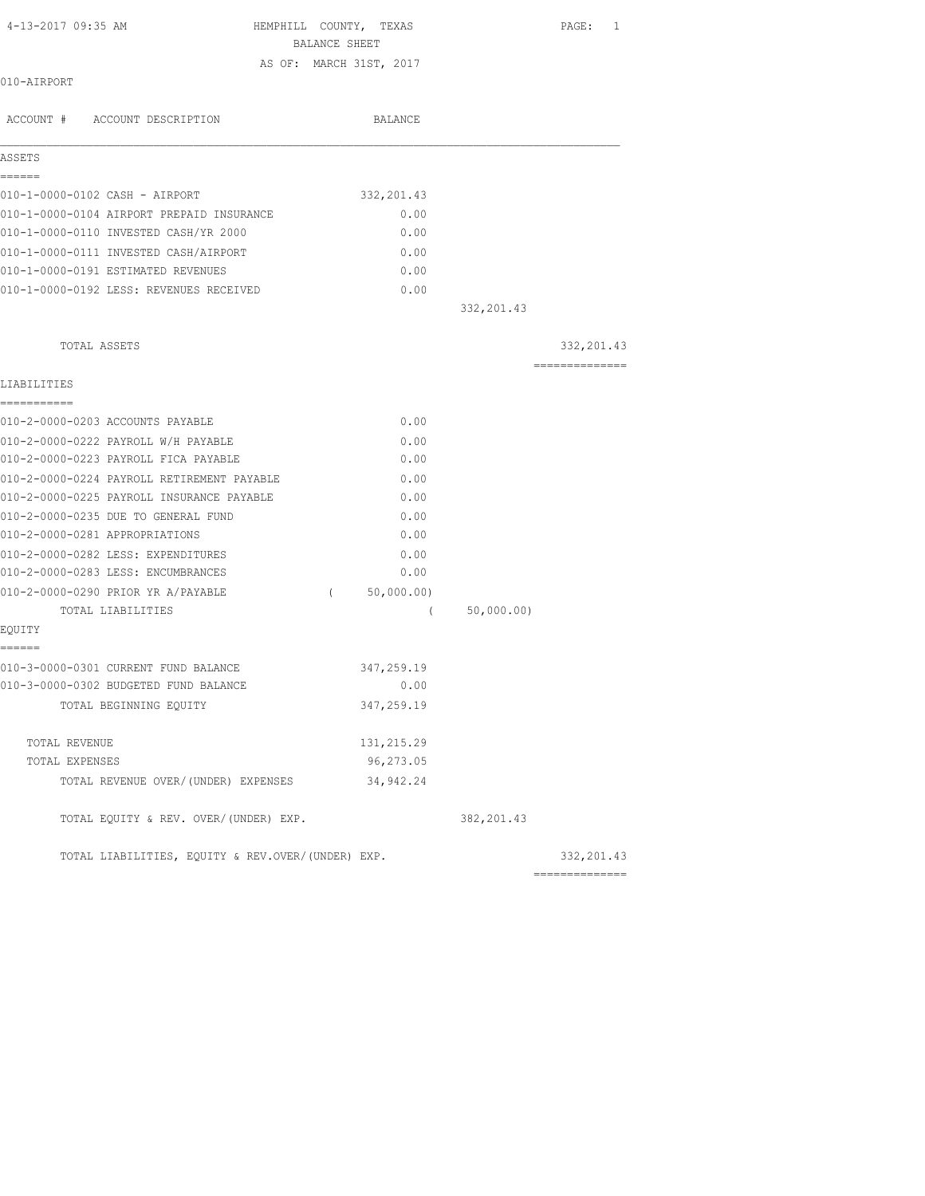4-13-2017 09:35 AM

# HEMPHILL COUNTY, TEXAS
## BALANCE SHEET
### AS OF: MARCH 31ST, 2017

010-AIRPORT

| ACCOUNT # | ACCOUNT DESCRIPTION | BALANCE | | |
|---|---|---|---|---|
| **ASSETS** | | | | |
| 010-1-0000-0102 | CASH - AIRPORT | 332,201.43 | | |
| 010-1-0000-0104 | AIRPORT PREPAID INSURANCE | 0.00 | | |
| 010-1-0000-0110 | INVESTED CASH/YR 2000 | 0.00 | | |
| 010-1-0000-0111 | INVESTED CASH/AIRPORT | 0.00 | | |
| 010-1-0000-0191 | ESTIMATED REVENUES | 0.00 | | |
| 010-1-0000-0192 | LESS: REVENUES RECEIVED | 0.00 | | |
| | | | 332,201.43 | |
| | TOTAL ASSETS | | | 332,201.43 |
| **LIABILITIES** | | | | |
| 010-2-0000-0203 | ACCOUNTS PAYABLE | 0.00 | | |
| 010-2-0000-0222 | PAYROLL W/H PAYABLE | 0.00 | | |
| 010-2-0000-0223 | PAYROLL FICA PAYABLE | 0.00 | | |
| 010-2-0000-0224 | PAYROLL RETIREMENT PAYABLE | 0.00 | | |
| 010-2-0000-0225 | PAYROLL INSURANCE PAYABLE | 0.00 | | |
| 010-2-0000-0235 | DUE TO GENERAL FUND | 0.00 | | |
| 010-2-0000-0281 | APPROPRIATIONS | 0.00 | | |
| 010-2-0000-0282 | LESS: EXPENDITURES | 0.00 | | |
| 010-2-0000-0283 | LESS: ENCUMBRANCES | 0.00 | | |
| 010-2-0000-0290 | PRIOR YR A/PAYABLE | ( 50,000.00) | | |
| | TOTAL LIABILITIES | | ( 50,000.00) | |
| **EQUITY** | | | | |
| 010-3-0000-0301 | CURRENT FUND BALANCE | 347,259.19 | | |
| 010-3-0000-0302 | BUDGETED FUND BALANCE | 0.00 | | |
| | TOTAL BEGINNING EQUITY | 347,259.19 | | |
| | TOTAL REVENUE | 131,215.29 | | |
| | TOTAL EXPENSES | 96,273.05 | | |
| | TOTAL REVENUE OVER/(UNDER) EXPENSES | 34,942.24 | | |
| | TOTAL EQUITY & REV. OVER/(UNDER) EXP. | | 382,201.43 | |
| | TOTAL LIABILITIES, EQUITY & REV.OVER/(UNDER) EXP. | | | 332,201.43 |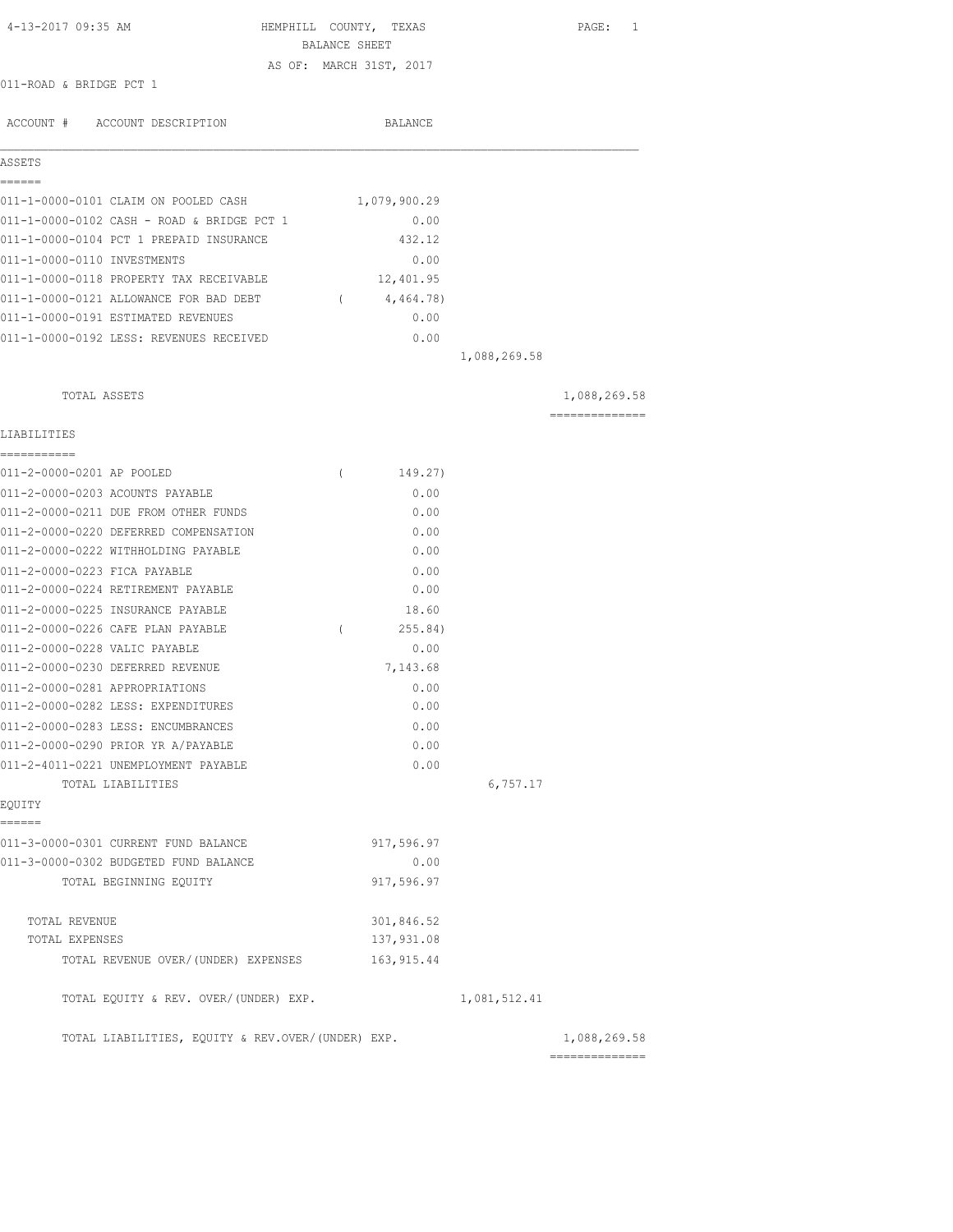4-13-2017 09:35 AM

# HEMPHILL COUNTY, TEXAS
## BALANCE SHEET
AS OF: MARCH 31ST, 2017

011-ROAD & BRIDGE PCT 1

| ACCOUNT # ACCOUNT DESCRIPTION | BALANCE | | |
|---|---|---|---|
| **ASSETS** | | | |
| 011-1-0000-0101 CLAIM ON POOLED CASH | 1,079,900.29 | | |
| 011-1-0000-0102 CASH - ROAD & BRIDGE PCT 1 | 0.00 | | |
| 011-1-0000-0104 PCT 1 PREPAID INSURANCE | 432.12 | | |
| 011-1-0000-0110 INVESTMENTS | 0.00 | | |
| 011-1-0000-0118 PROPERTY TAX RECEIVABLE | 12,401.95 | | |
| 011-1-0000-0121 ALLOWANCE FOR BAD DEBT | ( 4,464.78) | | |
| 011-1-0000-0191 ESTIMATED REVENUES | 0.00 | | |
| 011-1-0000-0192 LESS: REVENUES RECEIVED | 0.00 | | |
| | | 1,088,269.58 | |
| TOTAL ASSETS | | | 1,088,269.58 |
| **LIABILITIES** | | | |
| 011-2-0000-0201 AP POOLED | ( 149.27) | | |
| 011-2-0000-0203 ACOUNTS PAYABLE | 0.00 | | |
| 011-2-0000-0211 DUE FROM OTHER FUNDS | 0.00 | | |
| 011-2-0000-0220 DEFERRED COMPENSATION | 0.00 | | |
| 011-2-0000-0222 WITHHOLDING PAYABLE | 0.00 | | |
| 011-2-0000-0223 FICA PAYABLE | 0.00 | | |
| 011-2-0000-0224 RETIREMENT PAYABLE | 0.00 | | |
| 011-2-0000-0225 INSURANCE PAYABLE | 18.60 | | |
| 011-2-0000-0226 CAFE PLAN PAYABLE | ( 255.84) | | |
| 011-2-0000-0228 VALIC PAYABLE | 0.00 | | |
| 011-2-0000-0230 DEFERRED REVENUE | 7,143.68 | | |
| 011-2-0000-0281 APPROPRIATIONS | 0.00 | | |
| 011-2-0000-0282 LESS: EXPENDITURES | 0.00 | | |
| 011-2-0000-0283 LESS: ENCUMBRANCES | 0.00 | | |
| 011-2-0000-0290 PRIOR YR A/PAYABLE | 0.00 | | |
| 011-2-4011-0221 UNEMPLOYMENT PAYABLE | 0.00 | | |
| TOTAL LIABILITIES | | 6,757.17 | |
| **EQUITY** | | | |
| 011-3-0000-0301 CURRENT FUND BALANCE | 917,596.97 | | |
| 011-3-0000-0302 BUDGETED FUND BALANCE | 0.00 | | |
| TOTAL BEGINNING EQUITY | 917,596.97 | | |
| TOTAL REVENUE | 301,846.52 | | |
| TOTAL EXPENSES | 137,931.08 | | |
| TOTAL REVENUE OVER/(UNDER) EXPENSES | 163,915.44 | | |
| TOTAL EQUITY & REV. OVER/(UNDER) EXP. | | 1,081,512.41 | |
| TOTAL LIABILITIES, EQUITY & REV.OVER/(UNDER) EXP. | | | 1,088,269.58 |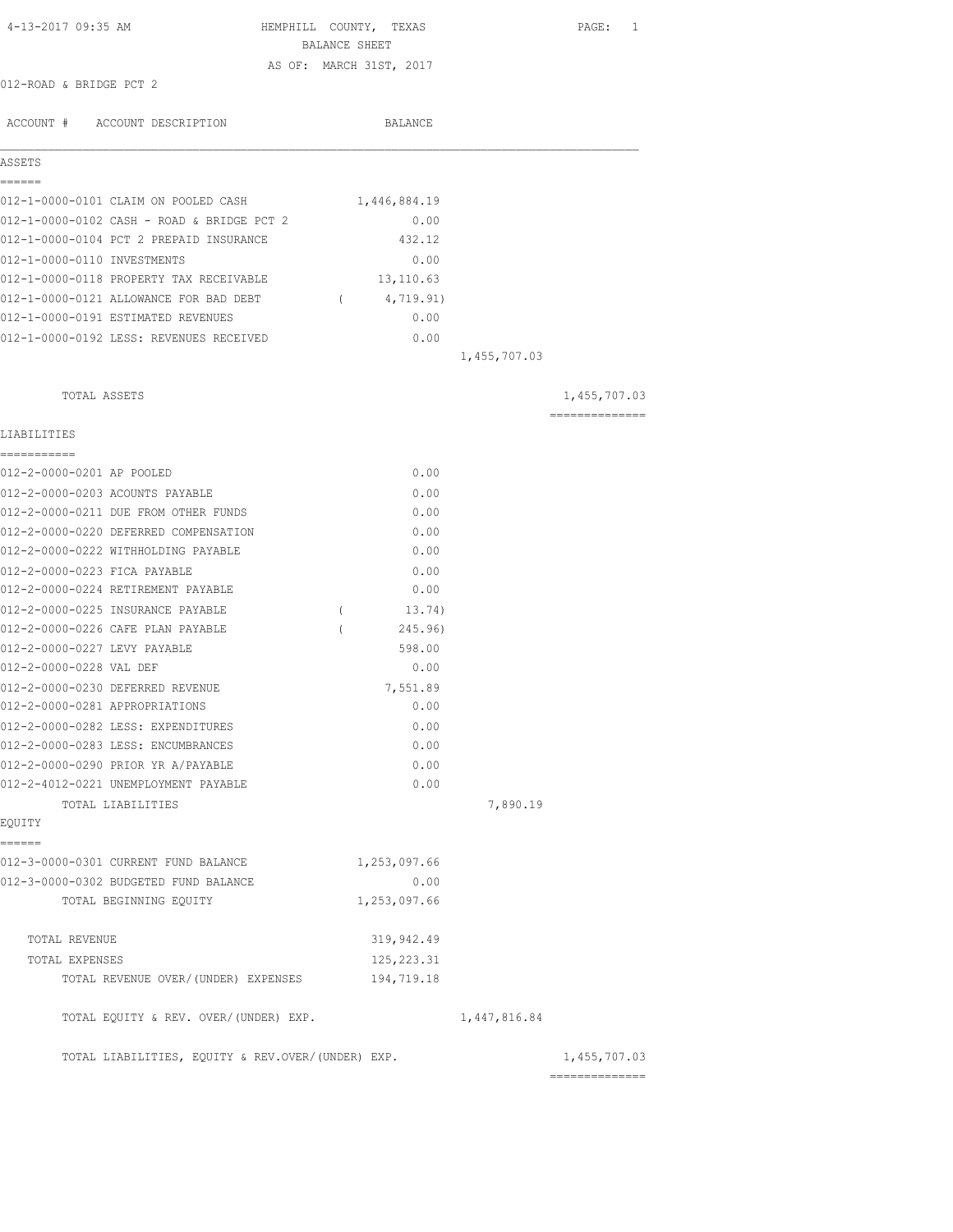4-13-2017 09:35 AM

# HEMPHILL COUNTY, TEXAS
## BALANCE SHEET
AS OF: MARCH 31ST, 2017

012-ROAD & BRIDGE PCT 2

| ACCOUNT # | ACCOUNT DESCRIPTION | BALANCE | | |
|---|---|---|---|---|
| **ASSETS** | | | | |
| 012-1-0000-0101 | CLAIM ON POOLED CASH | 1,446,884.19 | | |
| 012-1-0000-0102 | CASH - ROAD & BRIDGE PCT 2 | 0.00 | | |
| 012-1-0000-0104 | PCT 2 PREPAID INSURANCE | 432.12 | | |
| 012-1-0000-0110 | INVESTMENTS | 0.00 | | |
| 012-1-0000-0118 | PROPERTY TAX RECEIVABLE | 13,110.63 | | |
| 012-1-0000-0121 | ALLOWANCE FOR BAD DEBT | ( 4,719.91) | | |
| 012-1-0000-0191 | ESTIMATED REVENUES | 0.00 | | |
| 012-1-0000-0192 | LESS: REVENUES RECEIVED | 0.00 | | |
| | | | 1,455,707.03 | |
| | TOTAL ASSETS | | | 1,455,707.03 |
| **LIABILITIES** | | | | |
| 012-2-0000-0201 | AP POOLED | 0.00 | | |
| 012-2-0000-0203 | ACOUNTS PAYABLE | 0.00 | | |
| 012-2-0000-0211 | DUE FROM OTHER FUNDS | 0.00 | | |
| 012-2-0000-0220 | DEFERRED COMPENSATION | 0.00 | | |
| 012-2-0000-0222 | WITHHOLDING PAYABLE | 0.00 | | |
| 012-2-0000-0223 | FICA PAYABLE | 0.00 | | |
| 012-2-0000-0224 | RETIREMENT PAYABLE | 0.00 | | |
| 012-2-0000-0225 | INSURANCE PAYABLE | ( 13.74) | | |
| 012-2-0000-0226 | CAFE PLAN PAYABLE | ( 245.96) | | |
| 012-2-0000-0227 | LEVY PAYABLE | 598.00 | | |
| 012-2-0000-0228 | VAL DEF | 0.00 | | |
| 012-2-0000-0230 | DEFERRED REVENUE | 7,551.89 | | |
| 012-2-0000-0281 | APPROPRIATIONS | 0.00 | | |
| 012-2-0000-0282 | LESS: EXPENDITURES | 0.00 | | |
| 012-2-0000-0283 | LESS: ENCUMBRANCES | 0.00 | | |
| 012-2-0000-0290 | PRIOR YR A/PAYABLE | 0.00 | | |
| 012-2-4012-0221 | UNEMPLOYMENT PAYABLE | 0.00 | | |
| | TOTAL LIABILITIES | | 7,890.19 | |
| **EQUITY** | | | | |
| 012-3-0000-0301 | CURRENT FUND BALANCE | 1,253,097.66 | | |
| 012-3-0000-0302 | BUDGETED FUND BALANCE | 0.00 | | |
| | TOTAL BEGINNING EQUITY | 1,253,097.66 | | |
| | TOTAL REVENUE | 319,942.49 | | |
| | TOTAL EXPENSES | 125,223.31 | | |
| | TOTAL REVENUE OVER/(UNDER) EXPENSES | 194,719.18 | | |
| | TOTAL EQUITY & REV. OVER/(UNDER) EXP. | | 1,447,816.84 | |
| | TOTAL LIABILITIES, EQUITY & REV.OVER/(UNDER) EXP. | | | 1,455,707.03 |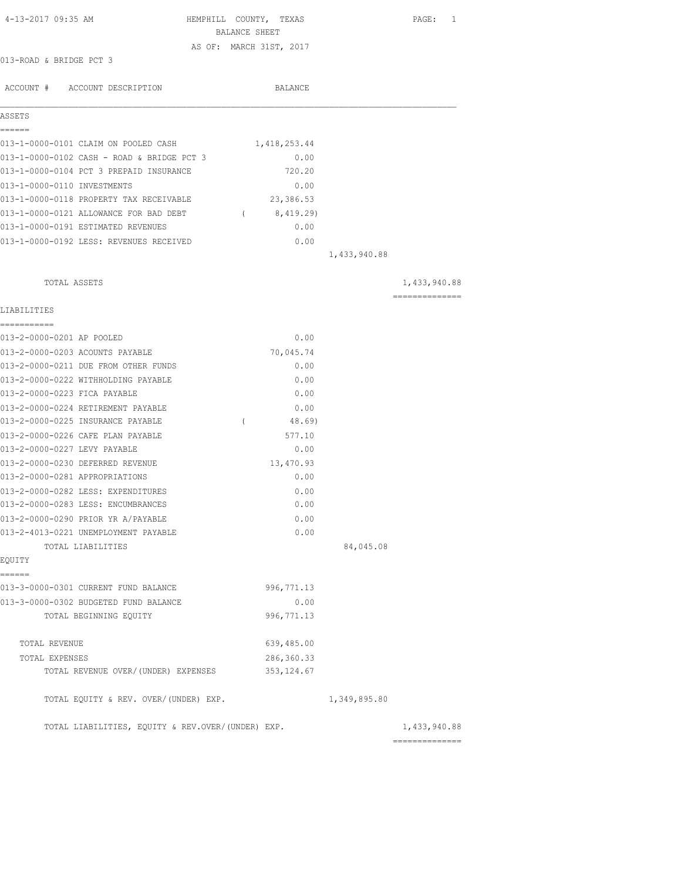4-13-2017 09:35 AM

# HEMPHILL COUNTY, TEXAS
## BALANCE SHEET
### AS OF: MARCH 31ST, 2017

013-ROAD & BRIDGE PCT 3

| ACCOUNT # | ACCOUNT DESCRIPTION | BALANCE | | |
|---|---|---|---|---|
| **ASSETS** | | | | |
| 013-1-0000-0101 | CLAIM ON POOLED CASH | 1,418,253.44 | | |
| 013-1-0000-0102 | CASH - ROAD & BRIDGE PCT 3 | 0.00 | | |
| 013-1-0000-0104 | PCT 3 PREPAID INSURANCE | 720.20 | | |
| 013-1-0000-0110 | INVESTMENTS | 0.00 | | |
| 013-1-0000-0118 | PROPERTY TAX RECEIVABLE | 23,386.53 | | |
| 013-1-0000-0121 | ALLOWANCE FOR BAD DEBT | ( 8,419.29) | | |
| 013-1-0000-0191 | ESTIMATED REVENUES | 0.00 | | |
| 013-1-0000-0192 | LESS: REVENUES RECEIVED | 0.00 | | |
| | | | 1,433,940.88 | |
| | TOTAL ASSETS | | | 1,433,940.88 |
| **LIABILITIES** | | | | |
| 013-2-0000-0201 | AP POOLED | 0.00 | | |
| 013-2-0000-0203 | ACOUNTS PAYABLE | 70,045.74 | | |
| 013-2-0000-0211 | DUE FROM OTHER FUNDS | 0.00 | | |
| 013-2-0000-0222 | WITHHOLDING PAYABLE | 0.00 | | |
| 013-2-0000-0223 | FICA PAYABLE | 0.00 | | |
| 013-2-0000-0224 | RETIREMENT PAYABLE | 0.00 | | |
| 013-2-0000-0225 | INSURANCE PAYABLE | ( 48.69) | | |
| 013-2-0000-0226 | CAFE PLAN PAYABLE | 577.10 | | |
| 013-2-0000-0227 | LEVY PAYABLE | 0.00 | | |
| 013-2-0000-0230 | DEFERRED REVENUE | 13,470.93 | | |
| 013-2-0000-0281 | APPROPRIATIONS | 0.00 | | |
| 013-2-0000-0282 | LESS: EXPENDITURES | 0.00 | | |
| 013-2-0000-0283 | LESS: ENCUMBRANCES | 0.00 | | |
| 013-2-0000-0290 | PRIOR YR A/PAYABLE | 0.00 | | |
| 013-2-4013-0221 | UNEMPLOYMENT PAYABLE | 0.00 | | |
| | TOTAL LIABILITIES | | 84,045.08 | |
| **EQUITY** | | | | |
| 013-3-0000-0301 | CURRENT FUND BALANCE | 996,771.13 | | |
| 013-3-0000-0302 | BUDGETED FUND BALANCE | 0.00 | | |
| | TOTAL BEGINNING EQUITY | 996,771.13 | | |
| | TOTAL REVENUE | 639,485.00 | | |
| | TOTAL EXPENSES | 286,360.33 | | |
| | TOTAL REVENUE OVER/(UNDER) EXPENSES | 353,124.67 | | |
| | TOTAL EQUITY & REV. OVER/(UNDER) EXP. | | 1,349,895.80 | |
| | TOTAL LIABILITIES, EQUITY & REV.OVER/(UNDER) EXP. | | | 1,433,940.88 |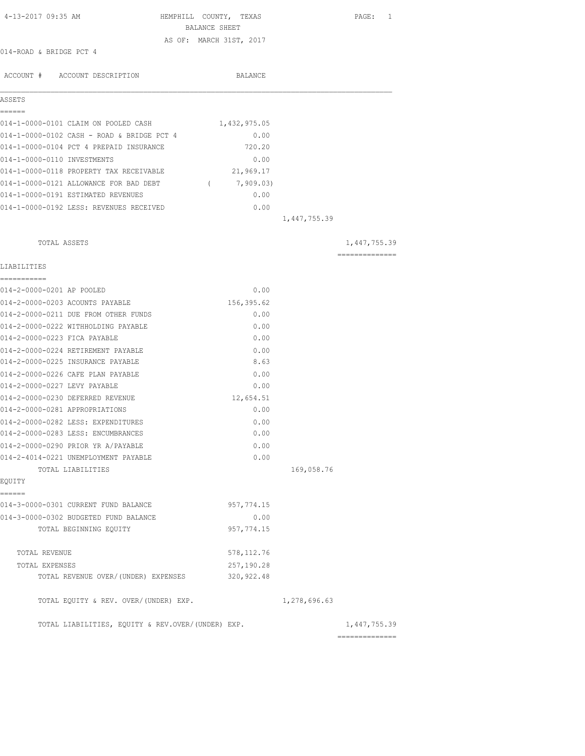4-13-2017 09:35 AM

# HEMPHILL COUNTY, TEXAS
## BALANCE SHEET
AS OF: MARCH 31ST, 2017

014-ROAD & BRIDGE PCT 4

| ACCOUNT # | ACCOUNT DESCRIPTION | BALANCE | | |
|---|---|---|---|---|
| **ASSETS** | | | | |
| 014-1-0000-0101 | CLAIM ON POOLED CASH | 1,432,975.05 | | |
| 014-1-0000-0102 | CASH - ROAD & BRIDGE PCT 4 | 0.00 | | |
| 014-1-0000-0104 | PCT 4 PREPAID INSURANCE | 720.20 | | |
| 014-1-0000-0110 | INVESTMENTS | 0.00 | | |
| 014-1-0000-0118 | PROPERTY TAX RECEIVABLE | 21,969.17 | | |
| 014-1-0000-0121 | ALLOWANCE FOR BAD DEBT | ( 7,909.03) | | |
| 014-1-0000-0191 | ESTIMATED REVENUES | 0.00 | | |
| 014-1-0000-0192 | LESS: REVENUES RECEIVED | 0.00 | | |
| | | | 1,447,755.39 | |
| | TOTAL ASSETS | | | 1,447,755.39 |
| **LIABILITIES** | | | | |
| 014-2-0000-0201 | AP POOLED | 0.00 | | |
| 014-2-0000-0203 | ACOUNTS PAYABLE | 156,395.62 | | |
| 014-2-0000-0211 | DUE FROM OTHER FUNDS | 0.00 | | |
| 014-2-0000-0222 | WITHHOLDING PAYABLE | 0.00 | | |
| 014-2-0000-0223 | FICA PAYABLE | 0.00 | | |
| 014-2-0000-0224 | RETIREMENT PAYABLE | 0.00 | | |
| 014-2-0000-0225 | INSURANCE PAYABLE | 8.63 | | |
| 014-2-0000-0226 | CAFE PLAN PAYABLE | 0.00 | | |
| 014-2-0000-0227 | LEVY PAYABLE | 0.00 | | |
| 014-2-0000-0230 | DEFERRED REVENUE | 12,654.51 | | |
| 014-2-0000-0281 | APPROPRIATIONS | 0.00 | | |
| 014-2-0000-0282 | LESS: EXPENDITURES | 0.00 | | |
| 014-2-0000-0283 | LESS: ENCUMBRANCES | 0.00 | | |
| 014-2-0000-0290 | PRIOR YR A/PAYABLE | 0.00 | | |
| 014-2-4014-0221 | UNEMPLOYMENT PAYABLE | 0.00 | | |
| | TOTAL LIABILITIES | | 169,058.76 | |
| **EQUITY** | | | | |
| 014-3-0000-0301 | CURRENT FUND BALANCE | 957,774.15 | | |
| 014-3-0000-0302 | BUDGETED FUND BALANCE | 0.00 | | |
| | TOTAL BEGINNING EQUITY | 957,774.15 | | |
| | TOTAL REVENUE | 578,112.76 | | |
| | TOTAL EXPENSES | 257,190.28 | | |
| | TOTAL REVENUE OVER/(UNDER) EXPENSES | 320,922.48 | | |
| | TOTAL EQUITY & REV. OVER/(UNDER) EXP. | | 1,278,696.63 | |
| | TOTAL LIABILITIES, EQUITY & REV.OVER/(UNDER) EXP. | | | 1,447,755.39 |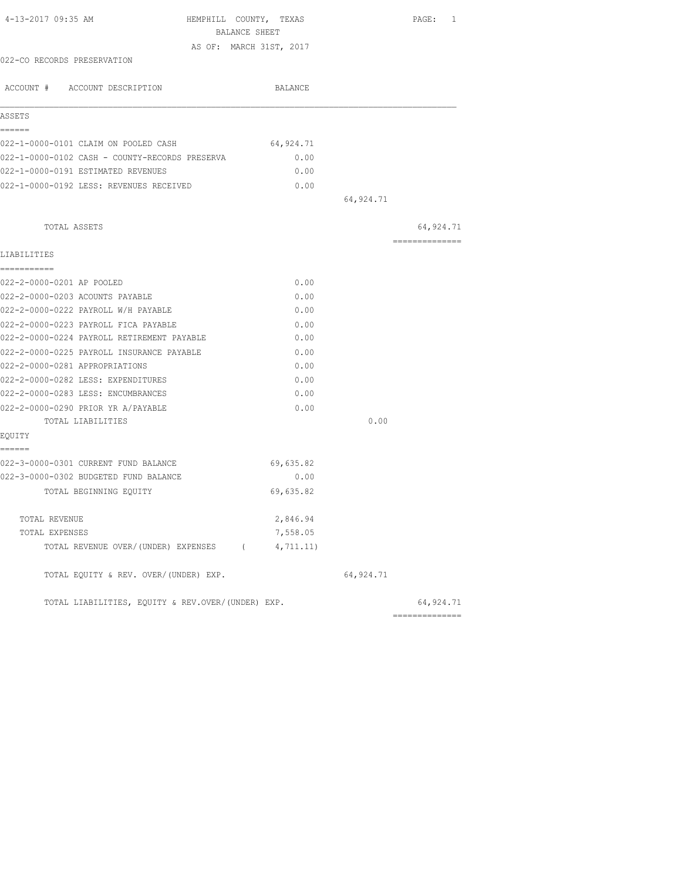4-13-2017 09:35 AM

HEMPHILL COUNTY, TEXAS
BALANCE SHEET
AS OF: MARCH 31ST, 2017

022-CO RECORDS PRESERVATION

| ACCOUNT # ACCOUNT DESCRIPTION | BALANCE | | |
|---|---|---|---|
| **ASSETS** | | | |
| 022-1-0000-0101 CLAIM ON POOLED CASH | 64,924.71 | | |
| 022-1-0000-0102 CASH - COUNTY-RECORDS PRESERVA | 0.00 | | |
| 022-1-0000-0191 ESTIMATED REVENUES | 0.00 | | |
| 022-1-0000-0192 LESS: REVENUES RECEIVED | 0.00 | | |
| | | 64,924.71 | |
| TOTAL ASSETS | | | 64,924.71 |
| **LIABILITIES** | | | |
| 022-2-0000-0201 AP POOLED | 0.00 | | |
| 022-2-0000-0203 ACOUNTS PAYABLE | 0.00 | | |
| 022-2-0000-0222 PAYROLL W/H PAYABLE | 0.00 | | |
| 022-2-0000-0223 PAYROLL FICA PAYABLE | 0.00 | | |
| 022-2-0000-0224 PAYROLL RETIREMENT PAYABLE | 0.00 | | |
| 022-2-0000-0225 PAYROLL INSURANCE PAYABLE | 0.00 | | |
| 022-2-0000-0281 APPROPRIATIONS | 0.00 | | |
| 022-2-0000-0282 LESS: EXPENDITURES | 0.00 | | |
| 022-2-0000-0283 LESS: ENCUMBRANCES | 0.00 | | |
| 022-2-0000-0290 PRIOR YR A/PAYABLE | 0.00 | | |
| TOTAL LIABILITIES | | 0.00 | |
| **EQUITY** | | | |
| 022-3-0000-0301 CURRENT FUND BALANCE | 69,635.82 | | |
| 022-3-0000-0302 BUDGETED FUND BALANCE | 0.00 | | |
| TOTAL BEGINNING EQUITY | 69,635.82 | | |
| TOTAL REVENUE | 2,846.94 | | |
| TOTAL EXPENSES | 7,558.05 | | |
| TOTAL REVENUE OVER/(UNDER) EXPENSES | ( 4,711.11) | | |
| TOTAL EQUITY & REV. OVER/(UNDER) EXP. | | 64,924.71 | |
| TOTAL LIABILITIES, EQUITY & REV.OVER/(UNDER) EXP. | | | 64,924.71 |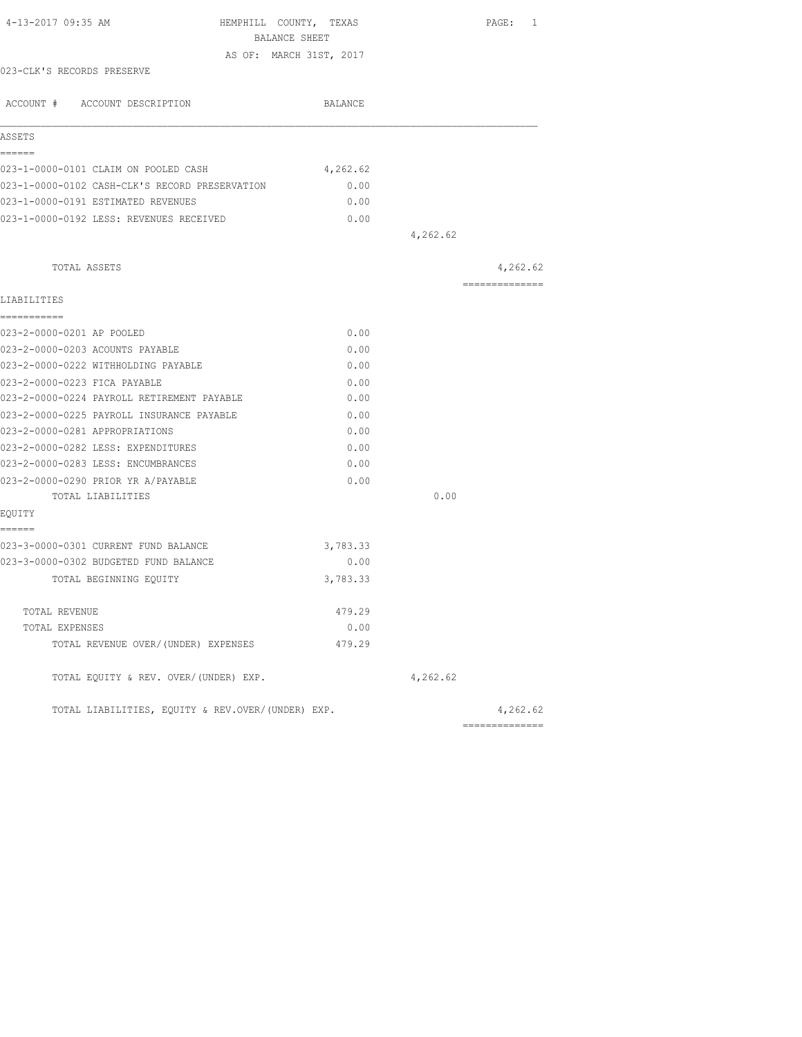4-13-2017 09:35 AM HEMPHILL COUNTY, TEXAS PAGE: 1

BALANCE SHEET

AS OF: MARCH 31ST, 2017

023-CLK'S RECORDS PRESERVE

| ACCOUNT # ACCOUNT DESCRIPTION | BALANCE | | |
|---|---|---|---|
| **ASSETS** | | | |
| 023-1-0000-0101 CLAIM ON POOLED CASH | 4,262.62 | | |
| 023-1-0000-0102 CASH-CLK'S RECORD PRESERVATION | 0.00 | | |
| 023-1-0000-0191 ESTIMATED REVENUES | 0.00 | | |
| 023-1-0000-0192 LESS: REVENUES RECEIVED | 0.00 | | |
| | | 4,262.62 | |
| TOTAL ASSETS | | | 4,262.62 |
| **LIABILITIES** | | | |
| 023-2-0000-0201 AP POOLED | 0.00 | | |
| 023-2-0000-0203 ACOUNTS PAYABLE | 0.00 | | |
| 023-2-0000-0222 WITHHOLDING PAYABLE | 0.00 | | |
| 023-2-0000-0223 FICA PAYABLE | 0.00 | | |
| 023-2-0000-0224 PAYROLL RETIREMENT PAYABLE | 0.00 | | |
| 023-2-0000-0225 PAYROLL INSURANCE PAYABLE | 0.00 | | |
| 023-2-0000-0281 APPROPRIATIONS | 0.00 | | |
| 023-2-0000-0282 LESS: EXPENDITURES | 0.00 | | |
| 023-2-0000-0283 LESS: ENCUMBRANCES | 0.00 | | |
| 023-2-0000-0290 PRIOR YR A/PAYABLE | 0.00 | | |
| TOTAL LIABILITIES | | 0.00 | |
| **EQUITY** | | | |
| 023-3-0000-0301 CURRENT FUND BALANCE | 3,783.33 | | |
| 023-3-0000-0302 BUDGETED FUND BALANCE | 0.00 | | |
| TOTAL BEGINNING EQUITY | 3,783.33 | | |
| TOTAL REVENUE | 479.29 | | |
| TOTAL EXPENSES | 0.00 | | |
| TOTAL REVENUE OVER/(UNDER) EXPENSES | 479.29 | | |
| TOTAL EQUITY & REV. OVER/(UNDER) EXP. | | 4,262.62 | |
| TOTAL LIABILITIES, EQUITY & REV.OVER/(UNDER) EXP. | | | 4,262.62 |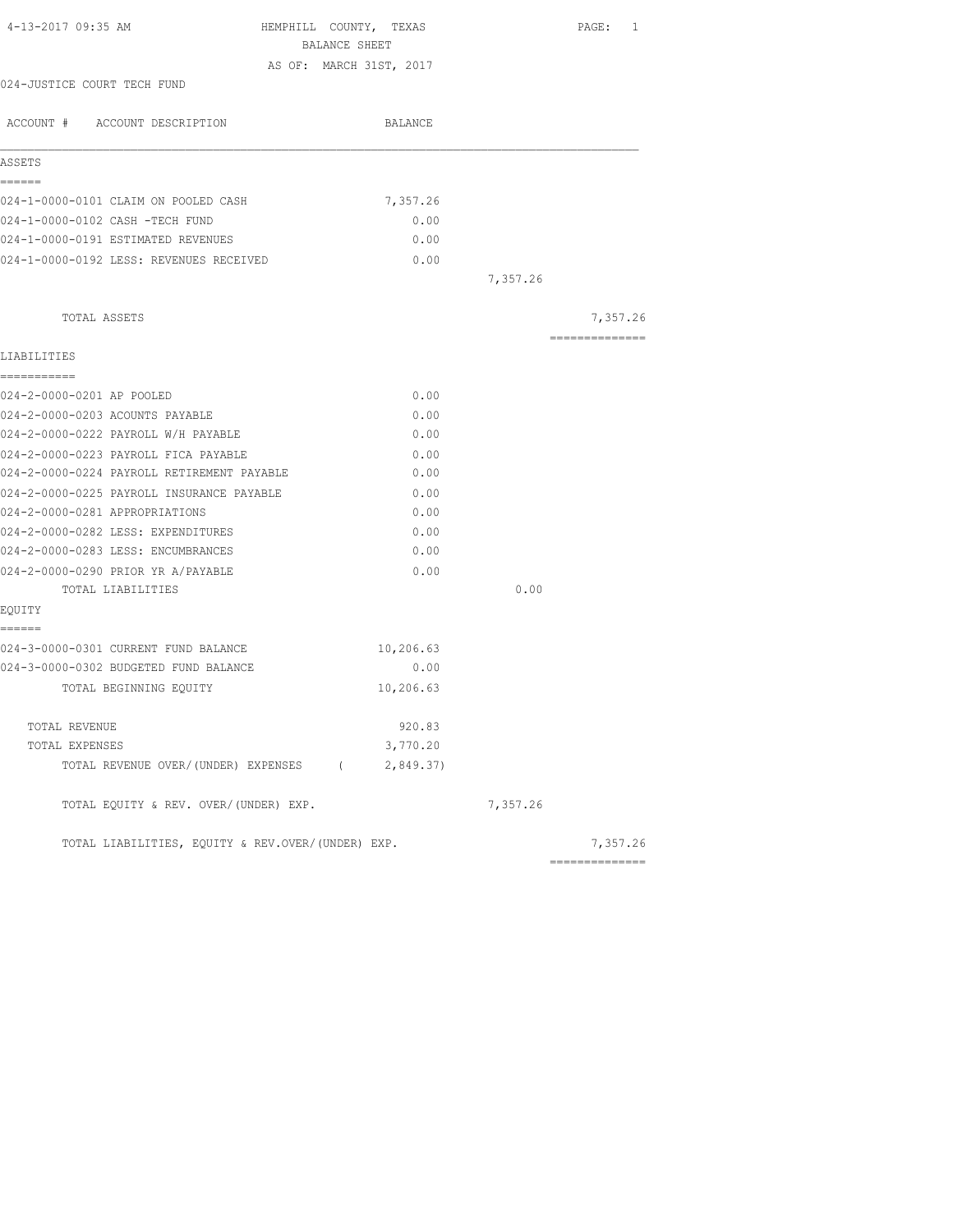4-13-2017 09:35 AM

# HEMPHILL COUNTY, TEXAS

## BALANCE SHEET

AS OF: MARCH 31ST, 2017

024-JUSTICE COURT TECH FUND

| ACCOUNT # ACCOUNT DESCRIPTION | BALANCE | | |
|---|---|---|---|
| **ASSETS** | | | |
| 024-1-0000-0101 CLAIM ON POOLED CASH | 7,357.26 | | |
| 024-1-0000-0102 CASH -TECH FUND | 0.00 | | |
| 024-1-0000-0191 ESTIMATED REVENUES | 0.00 | | |
| 024-1-0000-0192 LESS: REVENUES RECEIVED | 0.00 | | |
| | | 7,357.26 | |
| TOTAL ASSETS | | | 7,357.26 |
| **LIABILITIES** | | | |
| 024-2-0000-0201 AP POOLED | 0.00 | | |
| 024-2-0000-0203 ACOUNTS PAYABLE | 0.00 | | |
| 024-2-0000-0222 PAYROLL W/H PAYABLE | 0.00 | | |
| 024-2-0000-0223 PAYROLL FICA PAYABLE | 0.00 | | |
| 024-2-0000-0224 PAYROLL RETIREMENT PAYABLE | 0.00 | | |
| 024-2-0000-0225 PAYROLL INSURANCE PAYABLE | 0.00 | | |
| 024-2-0000-0281 APPROPRIATIONS | 0.00 | | |
| 024-2-0000-0282 LESS: EXPENDITURES | 0.00 | | |
| 024-2-0000-0283 LESS: ENCUMBRANCES | 0.00 | | |
| 024-2-0000-0290 PRIOR YR A/PAYABLE | 0.00 | | |
| TOTAL LIABILITIES | | 0.00 | |
| **EQUITY** | | | |
| 024-3-0000-0301 CURRENT FUND BALANCE | 10,206.63 | | |
| 024-3-0000-0302 BUDGETED FUND BALANCE | 0.00 | | |
| TOTAL BEGINNING EQUITY | 10,206.63 | | |
| TOTAL REVENUE | 920.83 | | |
| TOTAL EXPENSES | 3,770.20 | | |
| TOTAL REVENUE OVER/(UNDER) EXPENSES | ( 2,849.37) | | |
| TOTAL EQUITY & REV. OVER/(UNDER) EXP. | | 7,357.26 | |
| TOTAL LIABILITIES, EQUITY & REV.OVER/(UNDER) EXP. | | | 7,357.26 |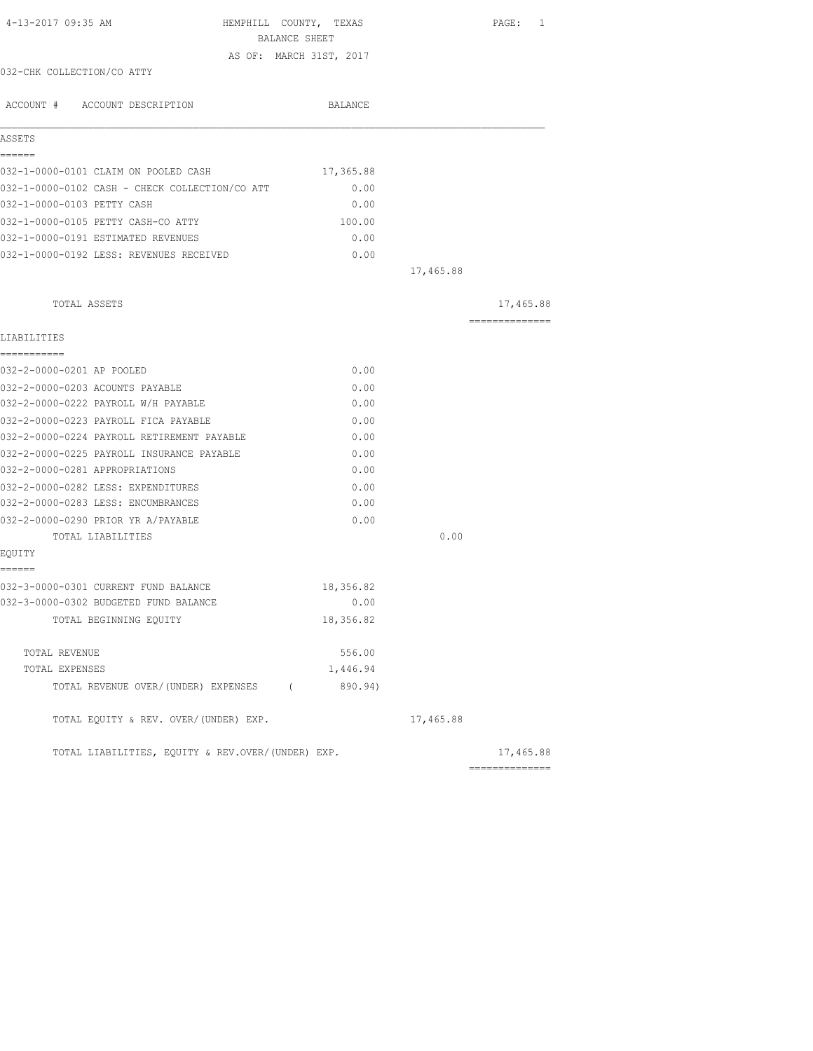4-13-2017 09:35 AM

# HEMPHILL COUNTY, TEXAS
## BALANCE SHEET
AS OF: MARCH 31ST, 2017

032-CHK COLLECTION/CO ATTY

| ACCOUNT # ACCOUNT DESCRIPTION | BALANCE | | |
|---|---|---|---|
| **ASSETS** | | | |
| 032-1-0000-0101 CLAIM ON POOLED CASH | 17,365.88 | | |
| 032-1-0000-0102 CASH - CHECK COLLECTION/CO ATT | 0.00 | | |
| 032-1-0000-0103 PETTY CASH | 0.00 | | |
| 032-1-0000-0105 PETTY CASH-CO ATTY | 100.00 | | |
| 032-1-0000-0191 ESTIMATED REVENUES | 0.00 | | |
| 032-1-0000-0192 LESS: REVENUES RECEIVED | 0.00 | | |
| | | 17,465.88 | |
| TOTAL ASSETS | | | 17,465.88 |
| **LIABILITIES** | | | |
| 032-2-0000-0201 AP POOLED | 0.00 | | |
| 032-2-0000-0203 ACOUNTS PAYABLE | 0.00 | | |
| 032-2-0000-0222 PAYROLL W/H PAYABLE | 0.00 | | |
| 032-2-0000-0223 PAYROLL FICA PAYABLE | 0.00 | | |
| 032-2-0000-0224 PAYROLL RETIREMENT PAYABLE | 0.00 | | |
| 032-2-0000-0225 PAYROLL INSURANCE PAYABLE | 0.00 | | |
| 032-2-0000-0281 APPROPRIATIONS | 0.00 | | |
| 032-2-0000-0282 LESS: EXPENDITURES | 0.00 | | |
| 032-2-0000-0283 LESS: ENCUMBRANCES | 0.00 | | |
| 032-2-0000-0290 PRIOR YR A/PAYABLE | 0.00 | | |
| TOTAL LIABILITIES | | 0.00 | |
| **EQUITY** | | | |
| 032-3-0000-0301 CURRENT FUND BALANCE | 18,356.82 | | |
| 032-3-0000-0302 BUDGETED FUND BALANCE | 0.00 | | |
| TOTAL BEGINNING EQUITY | 18,356.82 | | |
| TOTAL REVENUE | 556.00 | | |
| TOTAL EXPENSES | 1,446.94 | | |
| TOTAL REVENUE OVER/(UNDER) EXPENSES | ( 890.94) | | |
| TOTAL EQUITY & REV. OVER/(UNDER) EXP. | | 17,465.88 | |
| TOTAL LIABILITIES, EQUITY & REV.OVER/(UNDER) EXP. | | | 17,465.88 |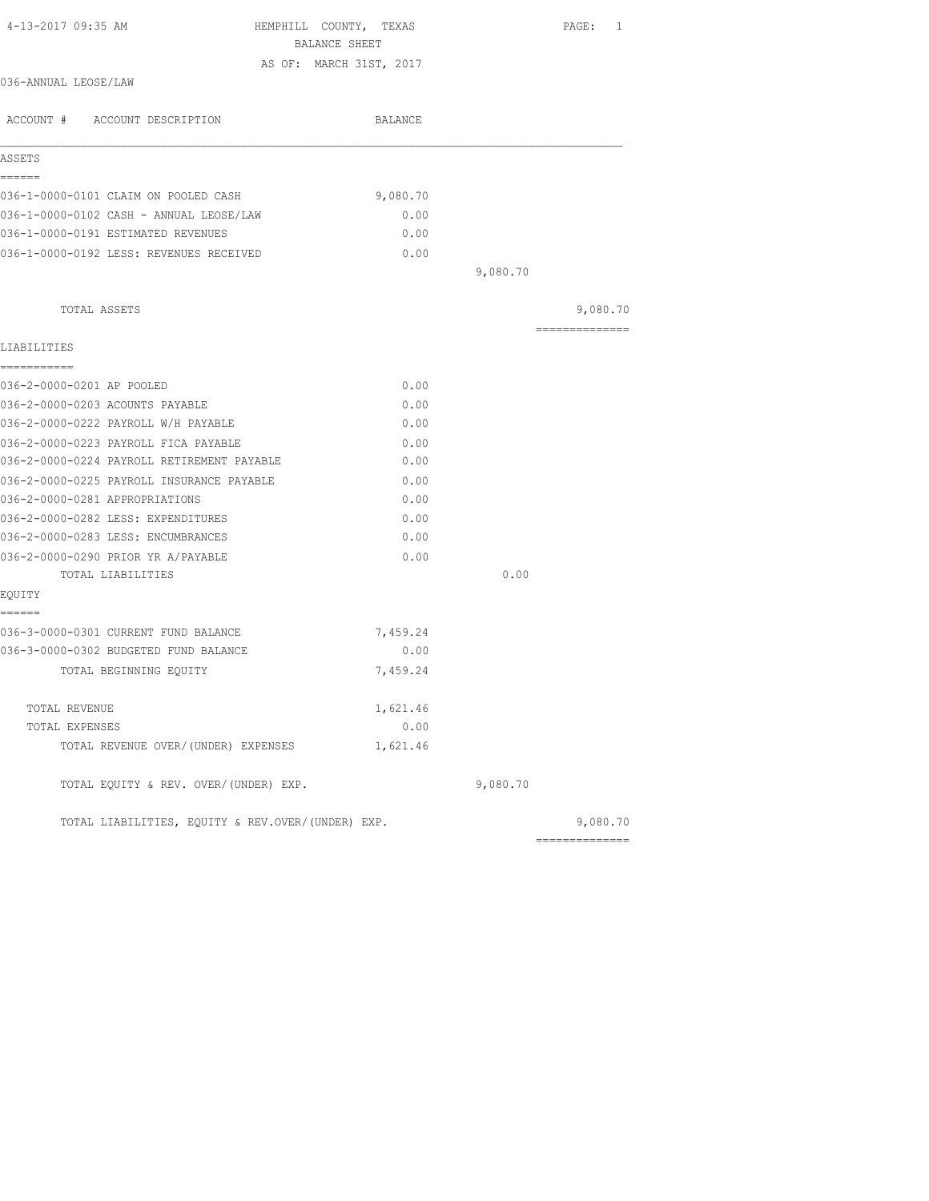HEMPHILL COUNTY, TEXAS
BALANCE SHEET
AS OF: MARCH 31ST, 2017

4-13-2017 09:35 AM

036-ANNUAL LEOSE/LAW

| ACCOUNT # ACCOUNT DESCRIPTION | BALANCE | | |
|---|---|---|---|
| **ASSETS** | | | |
| 036-1-0000-0101 CLAIM ON POOLED CASH | 9,080.70 | | |
| 036-1-0000-0102 CASH - ANNUAL LEOSE/LAW | 0.00 | | |
| 036-1-0000-0191 ESTIMATED REVENUES | 0.00 | | |
| 036-1-0000-0192 LESS: REVENUES RECEIVED | 0.00 | | |
| | | 9,080.70 | |
| TOTAL ASSETS | | | 9,080.70 |
| **LIABILITIES** | | | |
| 036-2-0000-0201 AP POOLED | 0.00 | | |
| 036-2-0000-0203 ACOUNTS PAYABLE | 0.00 | | |
| 036-2-0000-0222 PAYROLL W/H PAYABLE | 0.00 | | |
| 036-2-0000-0223 PAYROLL FICA PAYABLE | 0.00 | | |
| 036-2-0000-0224 PAYROLL RETIREMENT PAYABLE | 0.00 | | |
| 036-2-0000-0225 PAYROLL INSURANCE PAYABLE | 0.00 | | |
| 036-2-0000-0281 APPROPRIATIONS | 0.00 | | |
| 036-2-0000-0282 LESS: EXPENDITURES | 0.00 | | |
| 036-2-0000-0283 LESS: ENCUMBRANCES | 0.00 | | |
| 036-2-0000-0290 PRIOR YR A/PAYABLE | 0.00 | | |
| TOTAL LIABILITIES | | 0.00 | |
| **EQUITY** | | | |
| 036-3-0000-0301 CURRENT FUND BALANCE | 7,459.24 | | |
| 036-3-0000-0302 BUDGETED FUND BALANCE | 0.00 | | |
| TOTAL BEGINNING EQUITY | 7,459.24 | | |
| TOTAL REVENUE | 1,621.46 | | |
| TOTAL EXPENSES | 0.00 | | |
| TOTAL REVENUE OVER/(UNDER) EXPENSES | 1,621.46 | | |
| TOTAL EQUITY & REV. OVER/(UNDER) EXP. | | 9,080.70 | |
| TOTAL LIABILITIES, EQUITY & REV.OVER/(UNDER) EXP. | | | 9,080.70 |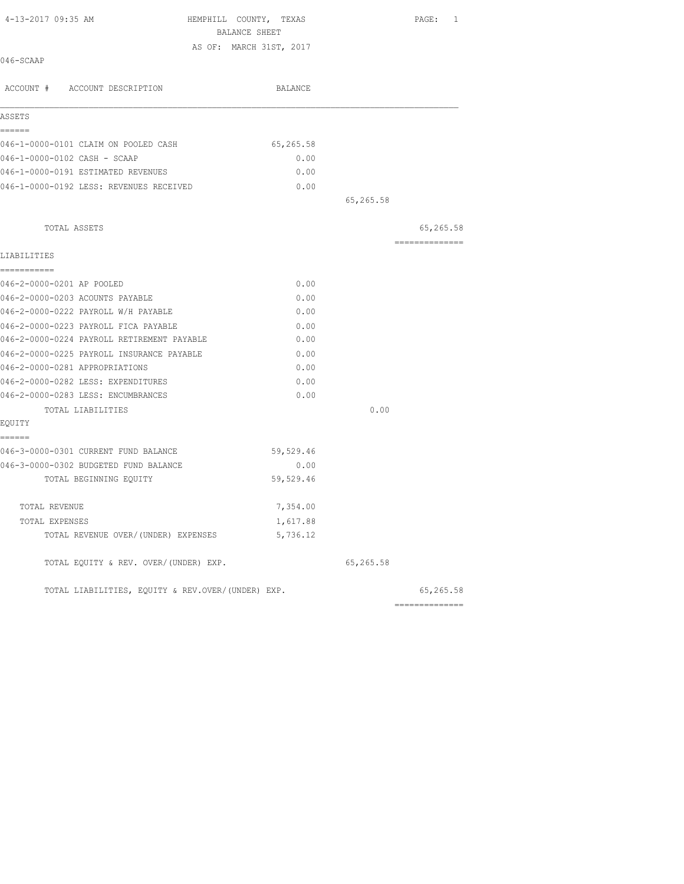4-13-2017 09:35 AM

# HEMPHILL COUNTY, TEXAS

## BALANCE SHEET

AS OF: MARCH 31ST, 2017

046-SCAAP

| ACCOUNT # ACCOUNT DESCRIPTION | BALANCE | | |
|---|---|---|---|
| **ASSETS** | | | |
| 046-1-0000-0101 CLAIM ON POOLED CASH | 65,265.58 | | |
| 046-1-0000-0102 CASH - SCAAP | 0.00 | | |
| 046-1-0000-0191 ESTIMATED REVENUES | 0.00 | | |
| 046-1-0000-0192 LESS: REVENUES RECEIVED | 0.00 | | |
| | | 65,265.58 | |
| TOTAL ASSETS | | | 65,265.58 |
| **LIABILITIES** | | | |
| 046-2-0000-0201 AP POOLED | 0.00 | | |
| 046-2-0000-0203 ACOUNTS PAYABLE | 0.00 | | |
| 046-2-0000-0222 PAYROLL W/H PAYABLE | 0.00 | | |
| 046-2-0000-0223 PAYROLL FICA PAYABLE | 0.00 | | |
| 046-2-0000-0224 PAYROLL RETIREMENT PAYABLE | 0.00 | | |
| 046-2-0000-0225 PAYROLL INSURANCE PAYABLE | 0.00 | | |
| 046-2-0000-0281 APPROPRIATIONS | 0.00 | | |
| 046-2-0000-0282 LESS: EXPENDITURES | 0.00 | | |
| 046-2-0000-0283 LESS: ENCUMBRANCES | 0.00 | | |
| TOTAL LIABILITIES | | 0.00 | |
| **EQUITY** | | | |
| 046-3-0000-0301 CURRENT FUND BALANCE | 59,529.46 | | |
| 046-3-0000-0302 BUDGETED FUND BALANCE | 0.00 | | |
| TOTAL BEGINNING EQUITY | 59,529.46 | | |
| TOTAL REVENUE | 7,354.00 | | |
| TOTAL EXPENSES | 1,617.88 | | |
| TOTAL REVENUE OVER/(UNDER) EXPENSES | 5,736.12 | | |
| TOTAL EQUITY & REV. OVER/(UNDER) EXP. | | 65,265.58 | |
| TOTAL LIABILITIES, EQUITY & REV.OVER/(UNDER) EXP. | | | 65,265.58 |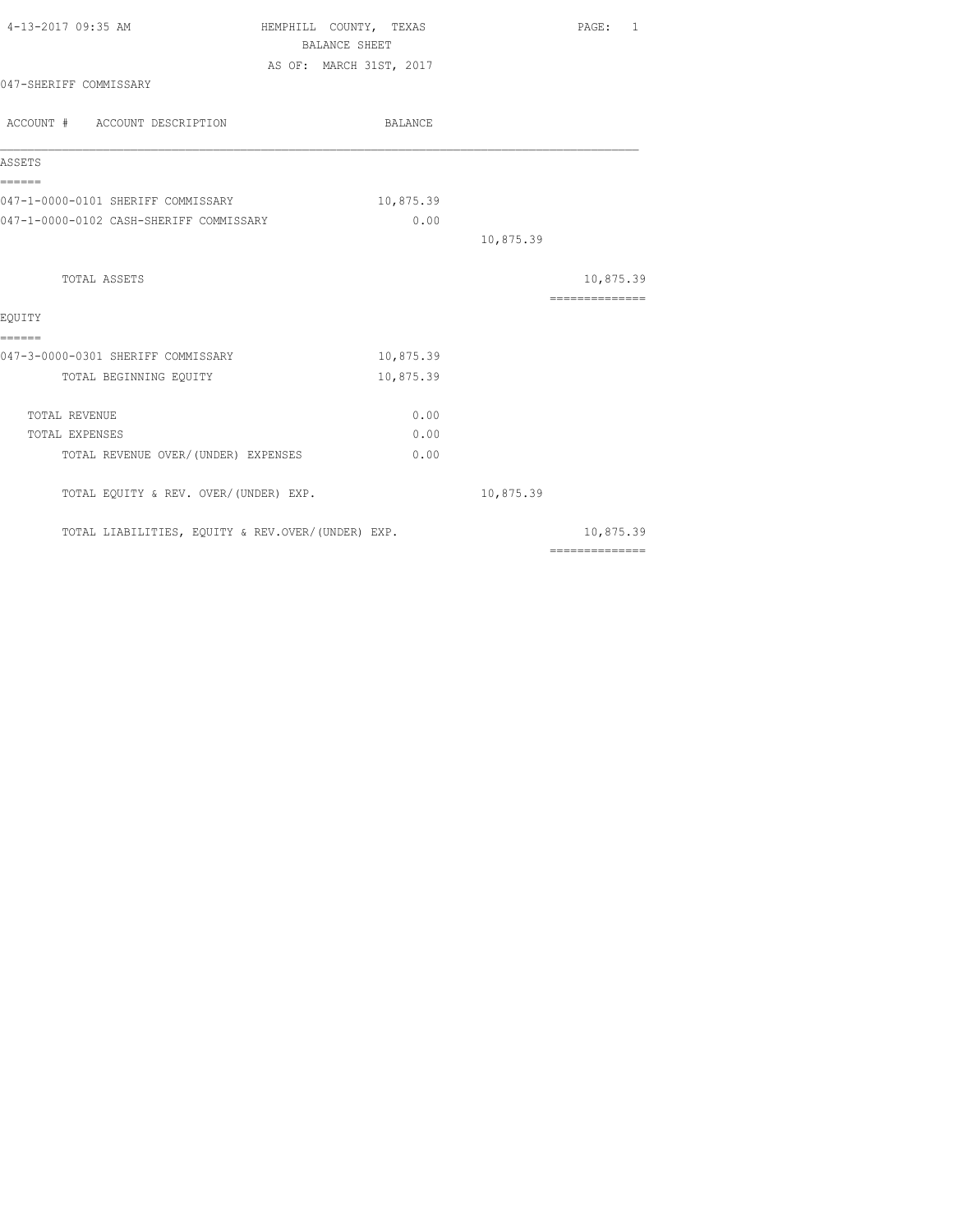4-13-2017 09:35 AM

# HEMPHILL COUNTY, TEXAS

## BALANCE SHEET

AS OF: MARCH 31ST, 2017

047-SHERIFF COMMISSARY

| ACCOUNT # ACCOUNT DESCRIPTION | BALANCE | | |
|---|---|---|---|
| **ASSETS** | | | |
| 047-1-0000-0101 SHERIFF COMMISSARY | 10,875.39 | | |
| 047-1-0000-0102 CASH-SHERIFF COMMISSARY | 0.00 | | |
| | | 10,875.39 | |
| TOTAL ASSETS | | | 10,875.39 |
| **EQUITY** | | | |
| 047-3-0000-0301 SHERIFF COMMISSARY | 10,875.39 | | |
| TOTAL BEGINNING EQUITY | 10,875.39 | | |
| TOTAL REVENUE | 0.00 | | |
| TOTAL EXPENSES | 0.00 | | |
| TOTAL REVENUE OVER/(UNDER) EXPENSES | 0.00 | | |
| TOTAL EQUITY & REV. OVER/(UNDER) EXP. | | 10,875.39 | |
| TOTAL LIABILITIES, EQUITY & REV.OVER/(UNDER) EXP. | | | 10,875.39 |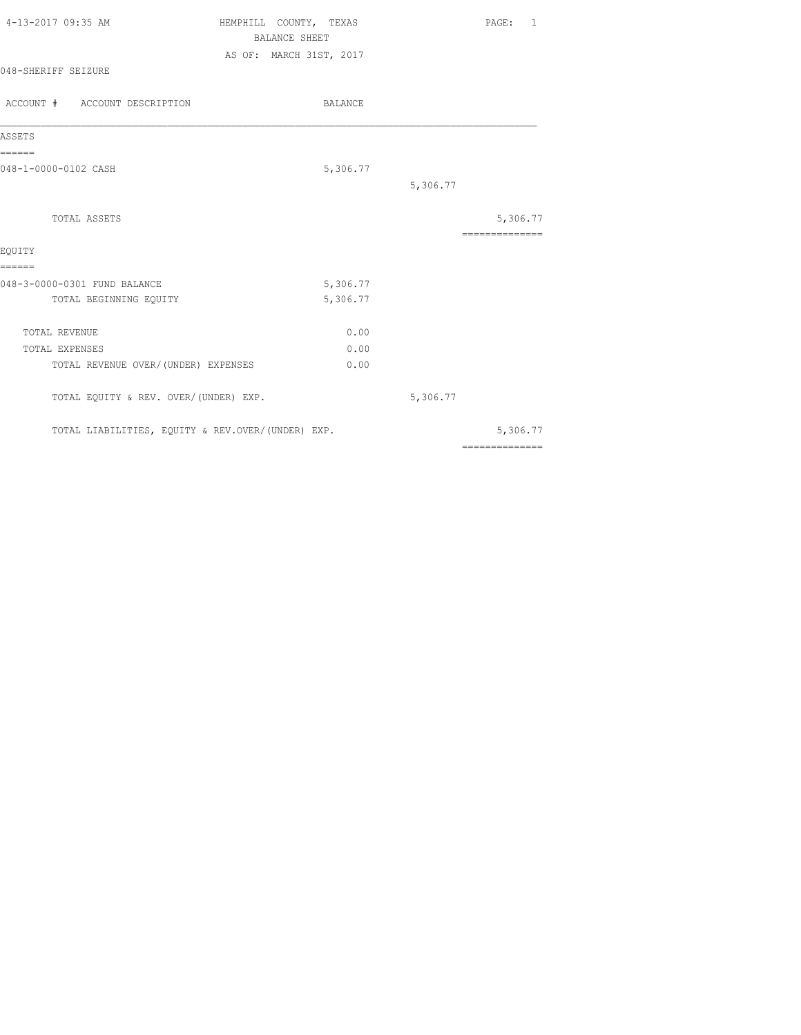4-13-2017 09:35 AM

HEMPHILL COUNTY, TEXAS
BALANCE SHEET
AS OF: MARCH 31ST, 2017

048-SHERIFF SEIZURE

| ACCOUNT # ACCOUNT DESCRIPTION | BALANCE | | |
|---|---|---|---|
| **ASSETS** | | | |
| 048-1-0000-0102 CASH | 5,306.77 | | |
| | | 5,306.77 | |
| TOTAL ASSETS | | | 5,306.77 |
| **EQUITY** | | | |
| 048-3-0000-0301 FUND BALANCE | 5,306.77 | | |
| TOTAL BEGINNING EQUITY | 5,306.77 | | |
| TOTAL REVENUE | 0.00 | | |
| TOTAL EXPENSES | 0.00 | | |
| TOTAL REVENUE OVER/(UNDER) EXPENSES | 0.00 | | |
| TOTAL EQUITY & REV. OVER/(UNDER) EXP. | | 5,306.77 | |
| TOTAL LIABILITIES, EQUITY & REV.OVER/(UNDER) EXP. | | | 5,306.77 |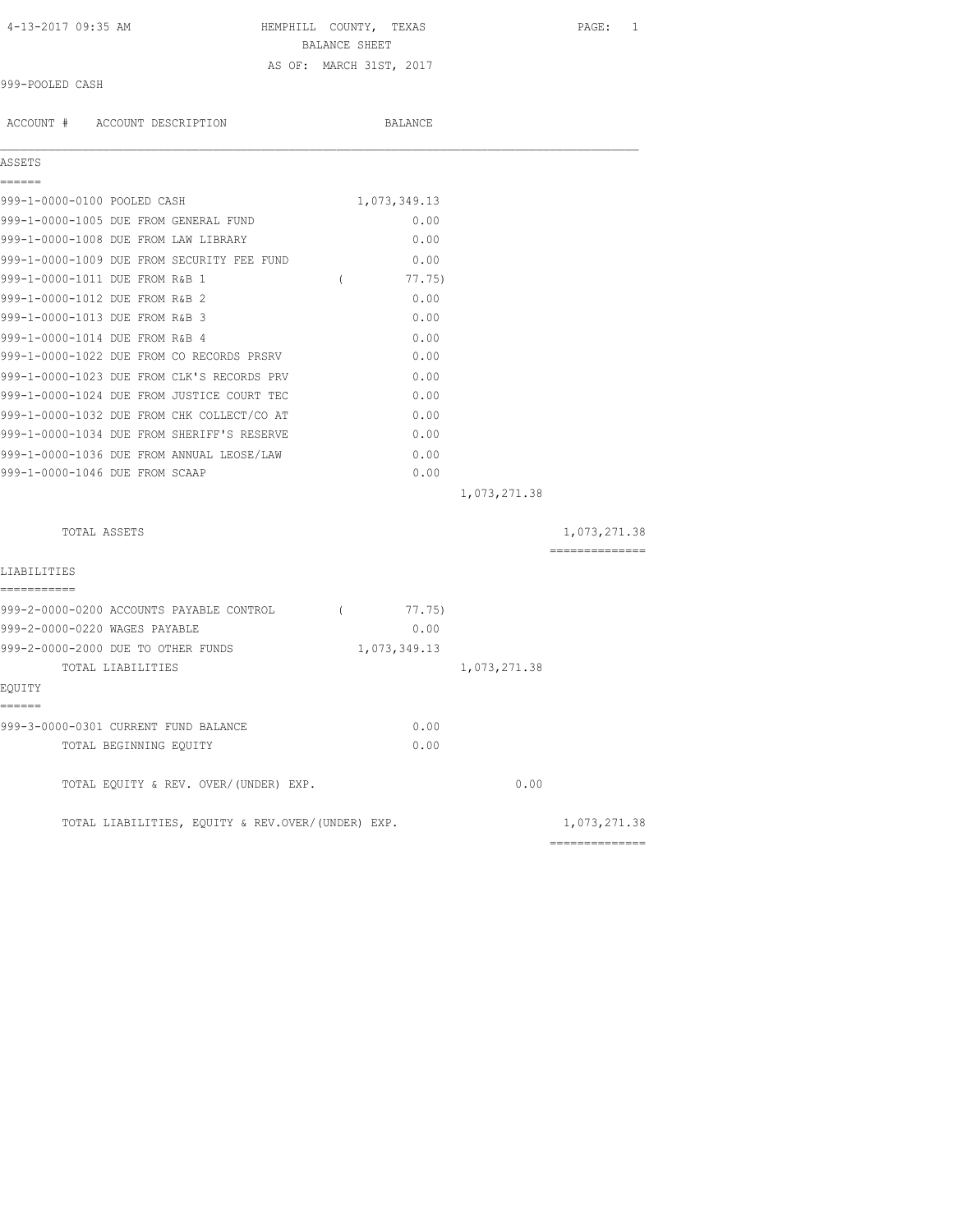4-13-2017 09:35 AM

# HEMPHILL COUNTY, TEXAS

## BALANCE SHEET

AS OF: MARCH 31ST, 2017

999-POOLED CASH

| ACCOUNT # ACCOUNT DESCRIPTION | BALANCE | | |
|---|---|---|---|
| **ASSETS** | | | |
| 999-1-0000-0100 POOLED CASH | 1,073,349.13 | | |
| 999-1-0000-1005 DUE FROM GENERAL FUND | 0.00 | | |
| 999-1-0000-1008 DUE FROM LAW LIBRARY | 0.00 | | |
| 999-1-0000-1009 DUE FROM SECURITY FEE FUND | 0.00 | | |
| 999-1-0000-1011 DUE FROM R&B 1 | ( 77.75) | | |
| 999-1-0000-1012 DUE FROM R&B 2 | 0.00 | | |
| 999-1-0000-1013 DUE FROM R&B 3 | 0.00 | | |
| 999-1-0000-1014 DUE FROM R&B 4 | 0.00 | | |
| 999-1-0000-1022 DUE FROM CO RECORDS PRSRV | 0.00 | | |
| 999-1-0000-1023 DUE FROM CLK'S RECORDS PRV | 0.00 | | |
| 999-1-0000-1024 DUE FROM JUSTICE COURT TEC | 0.00 | | |
| 999-1-0000-1032 DUE FROM CHK COLLECT/CO AT | 0.00 | | |
| 999-1-0000-1034 DUE FROM SHERIFF'S RESERVE | 0.00 | | |
| 999-1-0000-1036 DUE FROM ANNUAL LEOSE/LAW | 0.00 | | |
| 999-1-0000-1046 DUE FROM SCAAP | 0.00 | | |
| | | 1,073,271.38 | |
| TOTAL ASSETS | | | 1,073,271.38 |
| **LIABILITIES** | | | |
| 999-2-0000-0200 ACCOUNTS PAYABLE CONTROL | ( 77.75) | | |
| 999-2-0000-0220 WAGES PAYABLE | 0.00 | | |
| 999-2-0000-2000 DUE TO OTHER FUNDS | 1,073,349.13 | | |
| TOTAL LIABILITIES | | 1,073,271.38 | |
| **EQUITY** | | | |
| 999-3-0000-0301 CURRENT FUND BALANCE | 0.00 | | |
| TOTAL BEGINNING EQUITY | 0.00 | | |
| TOTAL EQUITY & REV. OVER/(UNDER) EXP. | | 0.00 | |
| TOTAL LIABILITIES, EQUITY & REV.OVER/(UNDER) EXP. | | | 1,073,271.38 |